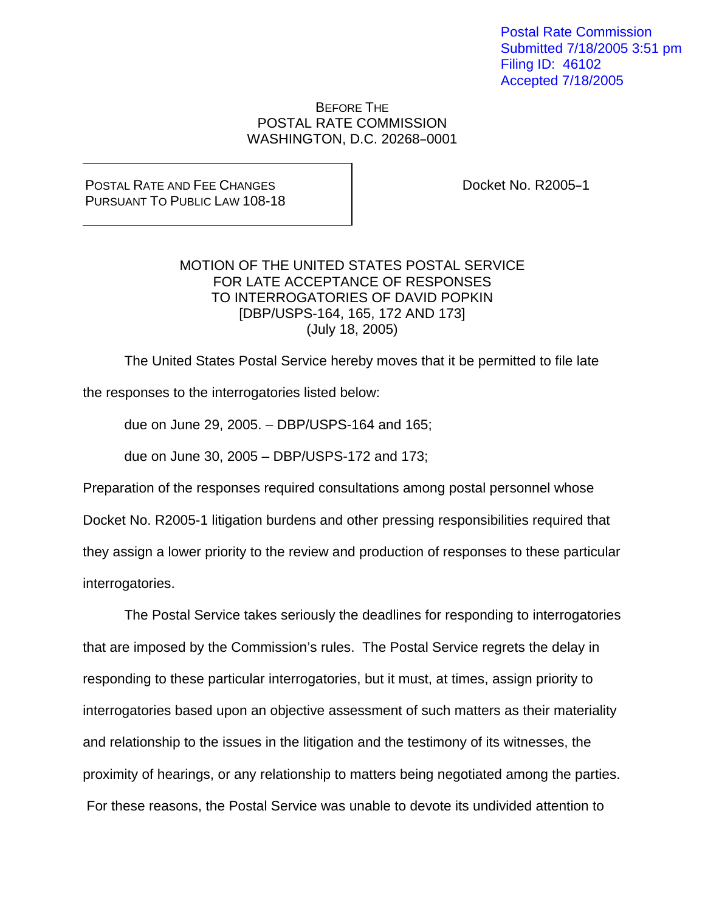Postal Rate Commission
Submitted 7/18/2005 3:51 pm
Filing ID: 46102
Accepted 7/18/2005

BEFORE THE
POSTAL RATE COMMISSION
WASHINGTON, D.C. 20268–0001

| POSTAL RATE AND FEE CHANGES PURSUANT TO PUBLIC LAW 108-18 | Docket No. R2005–1 |
|---|---|

MOTION OF THE UNITED STATES POSTAL SERVICE
FOR LATE ACCEPTANCE OF RESPONSES
TO INTERROGATORIES OF DAVID POPKIN
[DBP/USPS-164, 165, 172 AND 173]
(July 18, 2005)

The United States Postal Service hereby moves that it be permitted to file late the responses to the interrogatories listed below:

due on June 29, 2005. – DBP/USPS-164 and 165;

due on June 30, 2005 – DBP/USPS-172 and 173;

Preparation of the responses required consultations among postal personnel whose Docket No. R2005-1 litigation burdens and other pressing responsibilities required that they assign a lower priority to the review and production of responses to these particular interrogatories.

The Postal Service takes seriously the deadlines for responding to interrogatories that are imposed by the Commission's rules. The Postal Service regrets the delay in responding to these particular interrogatories, but it must, at times, assign priority to interrogatories based upon an objective assessment of such matters as their materiality and relationship to the issues in the litigation and the testimony of its witnesses, the proximity of hearings, or any relationship to matters being negotiated among the parties. For these reasons, the Postal Service was unable to devote its undivided attention to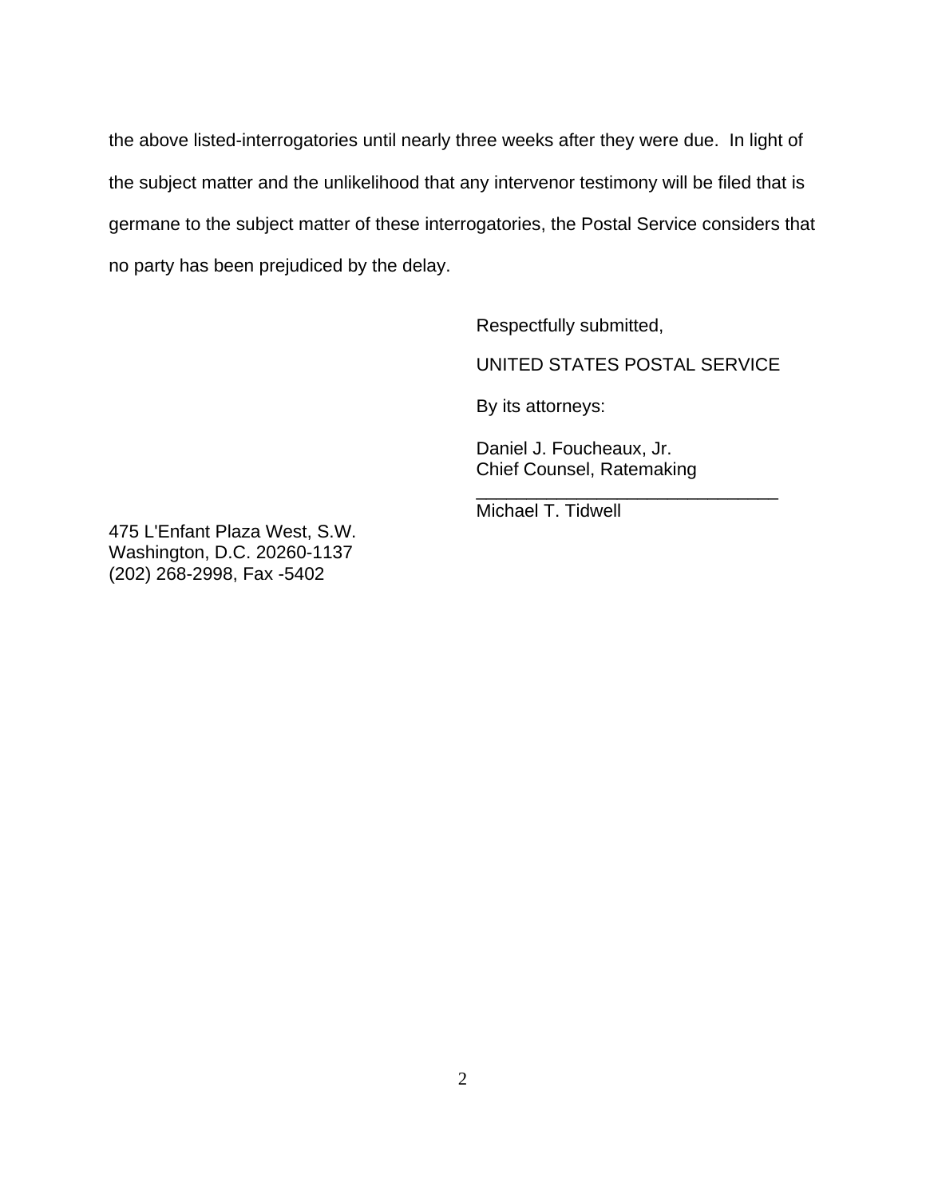the above listed-interrogatories until nearly three weeks after they were due. In light of the subject matter and the unlikelihood that any intervenor testimony will be filed that is germane to the subject matter of these interrogatories, the Postal Service considers that no party has been prejudiced by the delay.

Respectfully submitted,

UNITED STATES POSTAL SERVICE

By its attorneys:

Daniel J. Foucheaux, Jr.
Chief Counsel, Ratemaking

_______________________________
Michael T. Tidwell

475 L'Enfant Plaza West, S.W.
Washington, D.C. 20260-1137
(202) 268-2998, Fax -5402